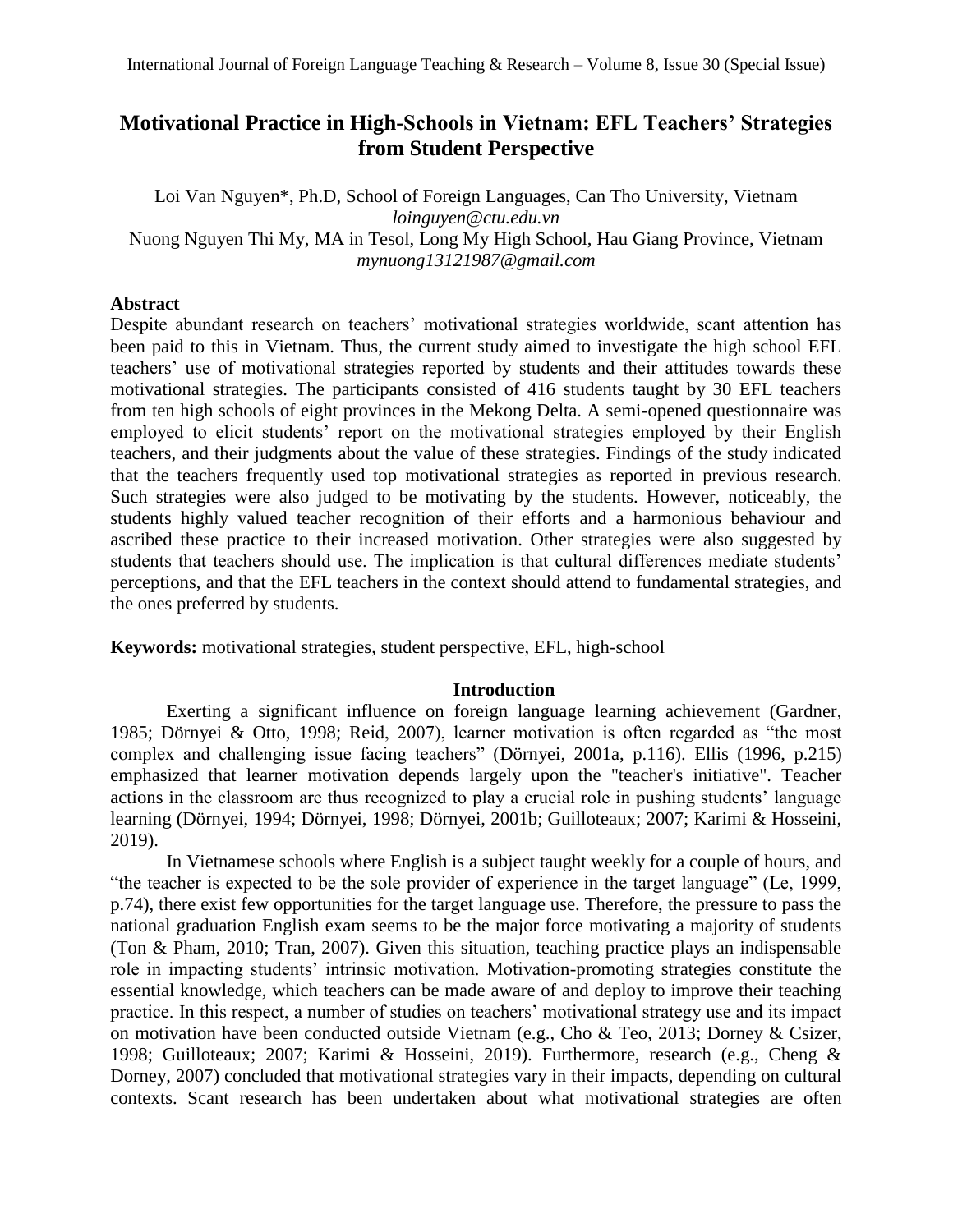# Motivational Practice in High-Schools in Vietnam: EFL Teachers' Strategies from Student Perspective

Loi Van Nguyen*, Ph.D, School of Foreign Languages, Can Tho University, Vietnam
*loinguyen@ctu.edu.vn*
Nuong Nguyen Thi My, MA in Tesol, Long My High School, Hau Giang Province, Vietnam
*mynuong13121987@gmail.com*

## Abstract

Despite abundant research on teachers' motivational strategies worldwide, scant attention has been paid to this in Vietnam. Thus, the current study aimed to investigate the high school EFL teachers' use of motivational strategies reported by students and their attitudes towards these motivational strategies. The participants consisted of 416 students taught by 30 EFL teachers from ten high schools of eight provinces in the Mekong Delta. A semi-opened questionnaire was employed to elicit students' report on the motivational strategies employed by their English teachers, and their judgments about the value of these strategies. Findings of the study indicated that the teachers frequently used top motivational strategies as reported in previous research. Such strategies were also judged to be motivating by the students. However, noticeably, the students highly valued teacher recognition of their efforts and a harmonious behaviour and ascribed these practice to their increased motivation. Other strategies were also suggested by students that teachers should use. The implication is that cultural differences mediate students' perceptions, and that the EFL teachers in the context should attend to fundamental strategies, and the ones preferred by students.

**Keywords:** motivational strategies, student perspective, EFL, high-school

## Introduction

Exerting a significant influence on foreign language learning achievement (Gardner, 1985; Dörnyei & Otto, 1998; Reid, 2007), learner motivation is often regarded as "the most complex and challenging issue facing teachers" (Dörnyei, 2001a, p.116). Ellis (1996, p.215) emphasized that learner motivation depends largely upon the "teacher's initiative". Teacher actions in the classroom are thus recognized to play a crucial role in pushing students' language learning (Dörnyei, 1994; Dörnyei, 1998; Dörnyei, 2001b; Guilloteaux; 2007; Karimi & Hosseini, 2019).

In Vietnamese schools where English is a subject taught weekly for a couple of hours, and "the teacher is expected to be the sole provider of experience in the target language" (Le, 1999, p.74), there exist few opportunities for the target language use. Therefore, the pressure to pass the national graduation English exam seems to be the major force motivating a majority of students (Ton & Pham, 2010; Tran, 2007). Given this situation, teaching practice plays an indispensable role in impacting students' intrinsic motivation. Motivation-promoting strategies constitute the essential knowledge, which teachers can be made aware of and deploy to improve their teaching practice. In this respect, a number of studies on teachers' motivational strategy use and its impact on motivation have been conducted outside Vietnam (e.g., Cho & Teo, 2013; Dorney & Csizer, 1998; Guilloteaux; 2007; Karimi & Hosseini, 2019). Furthermore, research (e.g., Cheng & Dorney, 2007) concluded that motivational strategies vary in their impacts, depending on cultural contexts. Scant research has been undertaken about what motivational strategies are often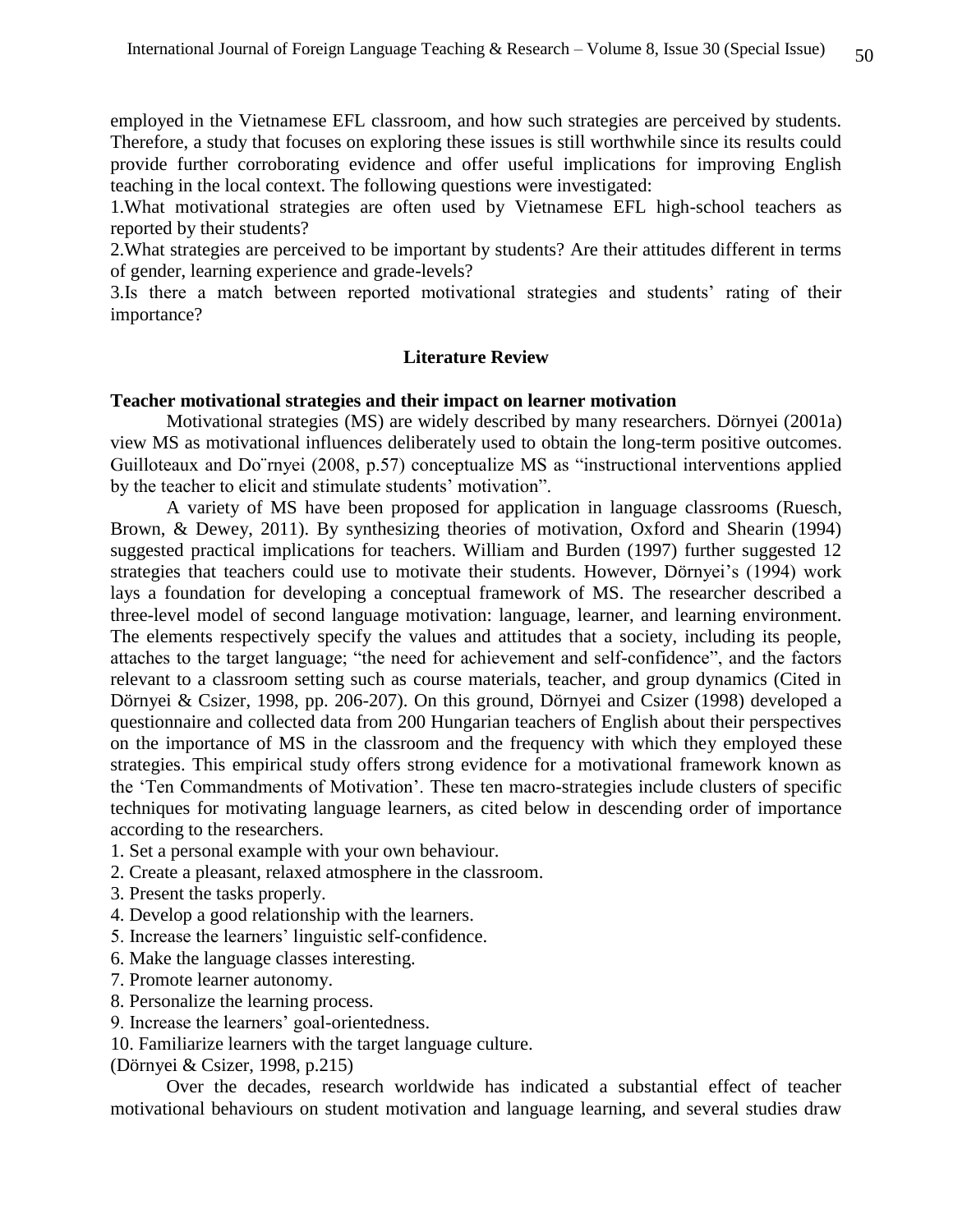employed in the Vietnamese EFL classroom, and how such strategies are perceived by students. Therefore, a study that focuses on exploring these issues is still worthwhile since its results could provide further corroborating evidence and offer useful implications for improving English teaching in the local context. The following questions were investigated:

1.What motivational strategies are often used by Vietnamese EFL high-school teachers as reported by their students?

2.What strategies are perceived to be important by students? Are their attitudes different in terms of gender, learning experience and grade-levels?

3.Is there a match between reported motivational strategies and students' rating of their importance?

## Literature Review

### Teacher motivational strategies and their impact on learner motivation

Motivational strategies (MS) are widely described by many researchers. Dörnyei (2001a) view MS as motivational influences deliberately used to obtain the long-term positive outcomes. Guilloteaux and Do¨rnyei (2008, p.57) conceptualize MS as "instructional interventions applied by the teacher to elicit and stimulate students' motivation".

A variety of MS have been proposed for application in language classrooms (Ruesch, Brown, & Dewey, 2011). By synthesizing theories of motivation, Oxford and Shearin (1994) suggested practical implications for teachers. William and Burden (1997) further suggested 12 strategies that teachers could use to motivate their students. However, Dörnyei's (1994) work lays a foundation for developing a conceptual framework of MS. The researcher described a three-level model of second language motivation: language, learner, and learning environment. The elements respectively specify the values and attitudes that a society, including its people, attaches to the target language; "the need for achievement and self-confidence", and the factors relevant to a classroom setting such as course materials, teacher, and group dynamics (Cited in Dörnyei & Csizer, 1998, pp. 206-207). On this ground, Dörnyei and Csizer (1998) developed a questionnaire and collected data from 200 Hungarian teachers of English about their perspectives on the importance of MS in the classroom and the frequency with which they employed these strategies. This empirical study offers strong evidence for a motivational framework known as the 'Ten Commandments of Motivation'. These ten macro-strategies include clusters of specific techniques for motivating language learners, as cited below in descending order of importance according to the researchers.

1. Set a personal example with your own behaviour.
2. Create a pleasant, relaxed atmosphere in the classroom.
3. Present the tasks properly.
4. Develop a good relationship with the learners.
5. Increase the learners' linguistic self-confidence.
6. Make the language classes interesting.
7. Promote learner autonomy.
8. Personalize the learning process.
9. Increase the learners' goal-orientedness.
10. Familiarize learners with the target language culture.

(Dörnyei & Csizer, 1998, p.215)

Over the decades, research worldwide has indicated a substantial effect of teacher motivational behaviours on student motivation and language learning, and several studies draw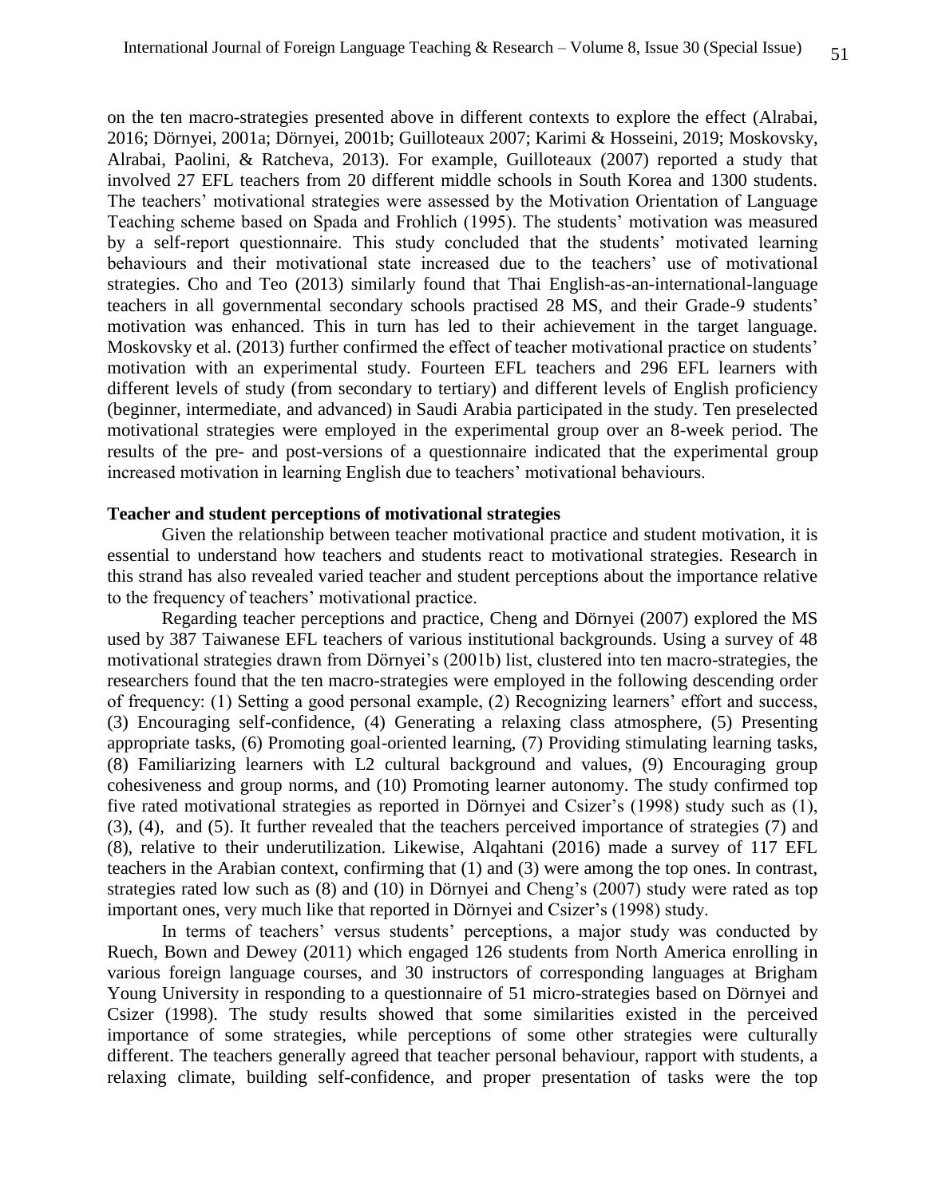on the ten macro-strategies presented above in different contexts to explore the effect (Alrabai, 2016; Dörnyei, 2001a; Dörnyei, 2001b; Guilloteaux 2007; Karimi & Hosseini, 2019; Moskovsky, Alrabai, Paolini, & Ratcheva, 2013). For example, Guilloteaux (2007) reported a study that involved 27 EFL teachers from 20 different middle schools in South Korea and 1300 students. The teachers' motivational strategies were assessed by the Motivation Orientation of Language Teaching scheme based on Spada and Frohlich (1995). The students' motivation was measured by a self-report questionnaire. This study concluded that the students' motivated learning behaviours and their motivational state increased due to the teachers' use of motivational strategies. Cho and Teo (2013) similarly found that Thai English-as-an-international-language teachers in all governmental secondary schools practised 28 MS, and their Grade-9 students' motivation was enhanced. This in turn has led to their achievement in the target language. Moskovsky et al. (2013) further confirmed the effect of teacher motivational practice on students' motivation with an experimental study. Fourteen EFL teachers and 296 EFL learners with different levels of study (from secondary to tertiary) and different levels of English proficiency (beginner, intermediate, and advanced) in Saudi Arabia participated in the study. Ten preselected motivational strategies were employed in the experimental group over an 8-week period. The results of the pre- and post-versions of a questionnaire indicated that the experimental group increased motivation in learning English due to teachers' motivational behaviours.

**Teacher and student perceptions of motivational strategies**

Given the relationship between teacher motivational practice and student motivation, it is essential to understand how teachers and students react to motivational strategies. Research in this strand has also revealed varied teacher and student perceptions about the importance relative to the frequency of teachers' motivational practice.

Regarding teacher perceptions and practice, Cheng and Dörnyei (2007) explored the MS used by 387 Taiwanese EFL teachers of various institutional backgrounds. Using a survey of 48 motivational strategies drawn from Dörnyei's (2001b) list, clustered into ten macro-strategies, the researchers found that the ten macro-strategies were employed in the following descending order of frequency: (1) Setting a good personal example, (2) Recognizing learners' effort and success, (3) Encouraging self-confidence, (4) Generating a relaxing class atmosphere, (5) Presenting appropriate tasks, (6) Promoting goal-oriented learning, (7) Providing stimulating learning tasks, (8) Familiarizing learners with L2 cultural background and values, (9) Encouraging group cohesiveness and group norms, and (10) Promoting learner autonomy. The study confirmed top five rated motivational strategies as reported in Dörnyei and Csizer's (1998) study such as (1), (3), (4), and (5). It further revealed that the teachers perceived importance of strategies (7) and (8), relative to their underutilization. Likewise, Alqahtani (2016) made a survey of 117 EFL teachers in the Arabian context, confirming that (1) and (3) were among the top ones. In contrast, strategies rated low such as (8) and (10) in Dörnyei and Cheng's (2007) study were rated as top important ones, very much like that reported in Dörnyei and Csizer's (1998) study.

In terms of teachers' versus students' perceptions, a major study was conducted by Ruech, Bown and Dewey (2011) which engaged 126 students from North America enrolling in various foreign language courses, and 30 instructors of corresponding languages at Brigham Young University in responding to a questionnaire of 51 micro-strategies based on Dörnyei and Csizer (1998). The study results showed that some similarities existed in the perceived importance of some strategies, while perceptions of some other strategies were culturally different. The teachers generally agreed that teacher personal behaviour, rapport with students, a relaxing climate, building self-confidence, and proper presentation of tasks were the top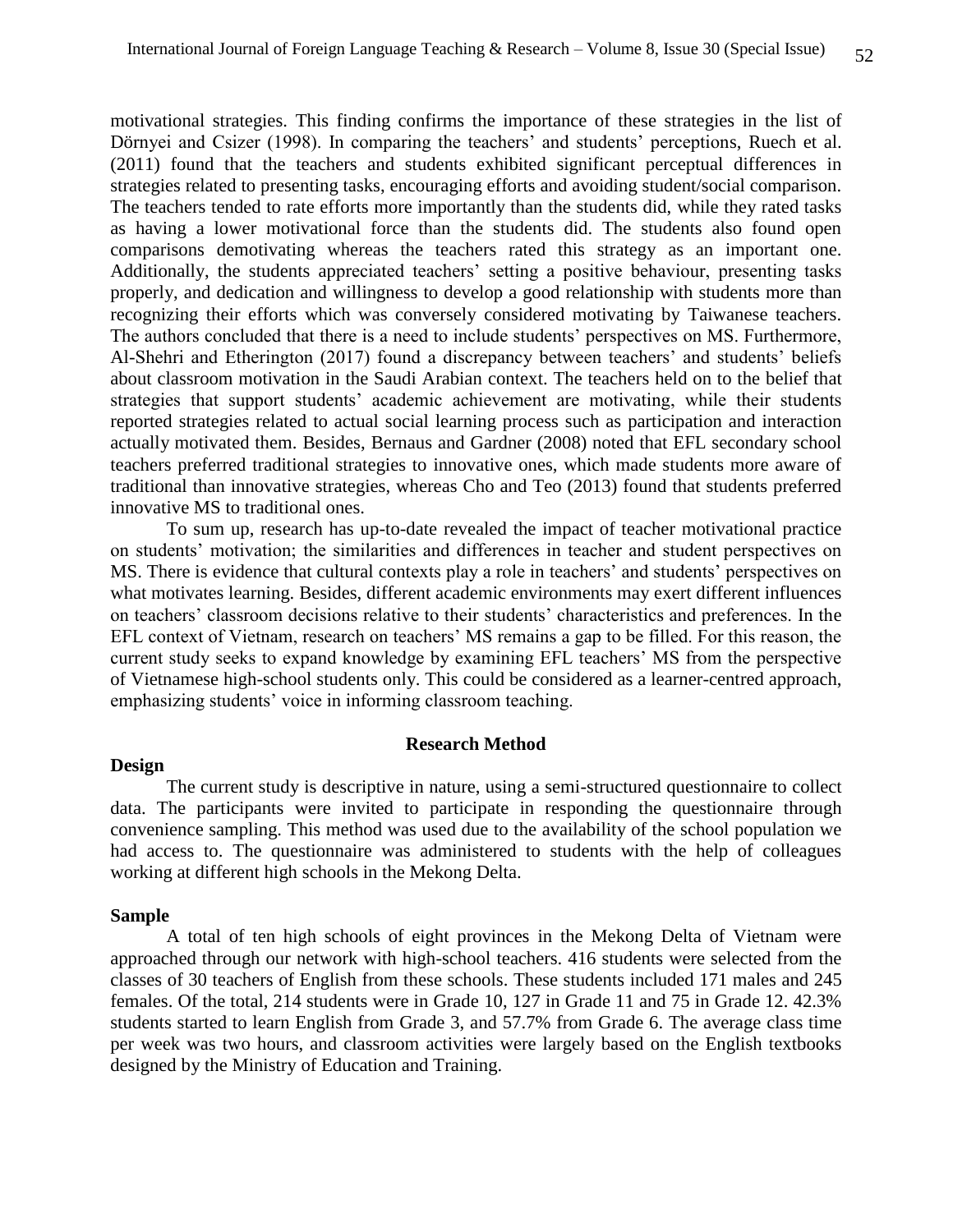motivational strategies. This finding confirms the importance of these strategies in the list of Dörnyei and Csizer (1998). In comparing the teachers' and students' perceptions, Ruech et al. (2011) found that the teachers and students exhibited significant perceptual differences in strategies related to presenting tasks, encouraging efforts and avoiding student/social comparison. The teachers tended to rate efforts more importantly than the students did, while they rated tasks as having a lower motivational force than the students did. The students also found open comparisons demotivating whereas the teachers rated this strategy as an important one. Additionally, the students appreciated teachers' setting a positive behaviour, presenting tasks properly, and dedication and willingness to develop a good relationship with students more than recognizing their efforts which was conversely considered motivating by Taiwanese teachers. The authors concluded that there is a need to include students' perspectives on MS. Furthermore, Al-Shehri and Etherington (2017) found a discrepancy between teachers' and students' beliefs about classroom motivation in the Saudi Arabian context. The teachers held on to the belief that strategies that support students' academic achievement are motivating, while their students reported strategies related to actual social learning process such as participation and interaction actually motivated them. Besides, Bernaus and Gardner (2008) noted that EFL secondary school teachers preferred traditional strategies to innovative ones, which made students more aware of traditional than innovative strategies, whereas Cho and Teo (2013) found that students preferred innovative MS to traditional ones.

To sum up, research has up-to-date revealed the impact of teacher motivational practice on students' motivation; the similarities and differences in teacher and student perspectives on MS. There is evidence that cultural contexts play a role in teachers' and students' perspectives on what motivates learning. Besides, different academic environments may exert different influences on teachers' classroom decisions relative to their students' characteristics and preferences. In the EFL context of Vietnam, research on teachers' MS remains a gap to be filled. For this reason, the current study seeks to expand knowledge by examining EFL teachers' MS from the perspective of Vietnamese high-school students only. This could be considered as a learner-centred approach, emphasizing students' voice in informing classroom teaching.

## Research Method

### Design

The current study is descriptive in nature, using a semi-structured questionnaire to collect data. The participants were invited to participate in responding the questionnaire through convenience sampling. This method was used due to the availability of the school population we had access to. The questionnaire was administered to students with the help of colleagues working at different high schools in the Mekong Delta.

### Sample

A total of ten high schools of eight provinces in the Mekong Delta of Vietnam were approached through our network with high-school teachers. 416 students were selected from the classes of 30 teachers of English from these schools. These students included 171 males and 245 females. Of the total, 214 students were in Grade 10, 127 in Grade 11 and 75 in Grade 12. 42.3% students started to learn English from Grade 3, and 57.7% from Grade 6. The average class time per week was two hours, and classroom activities were largely based on the English textbooks designed by the Ministry of Education and Training.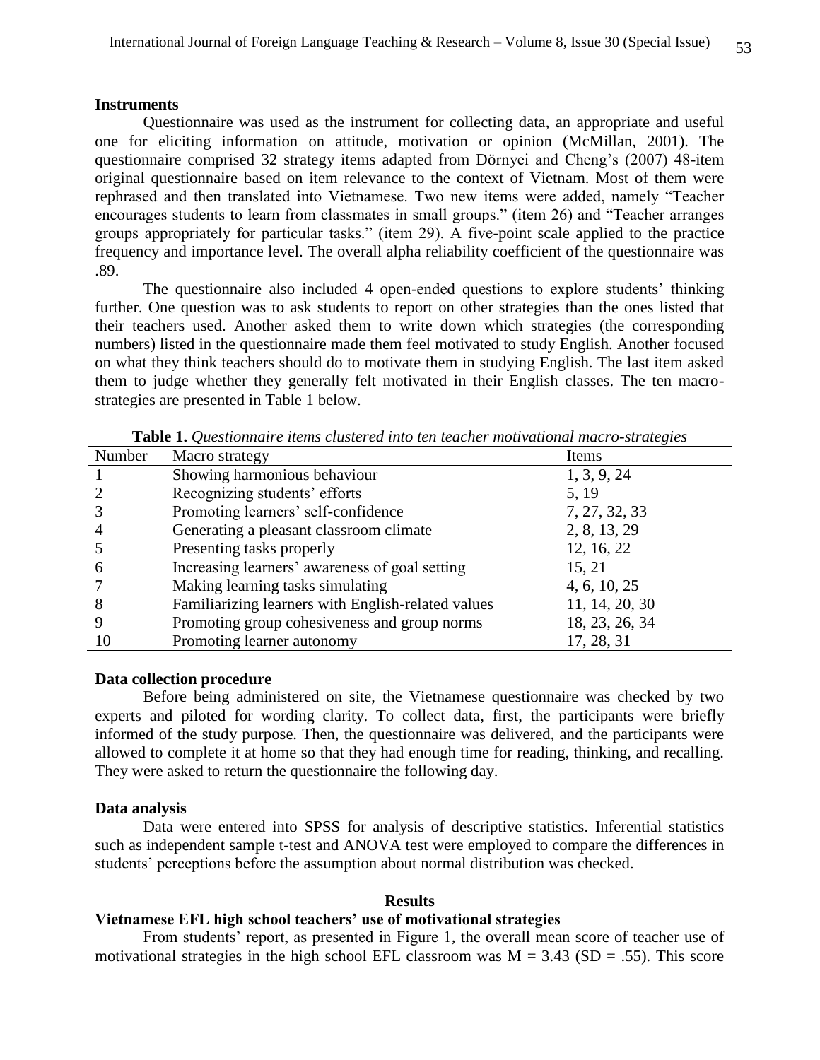**Instruments**

Questionnaire was used as the instrument for collecting data, an appropriate and useful one for eliciting information on attitude, motivation or opinion (McMillan, 2001). The questionnaire comprised 32 strategy items adapted from Dörnyei and Cheng's (2007) 48-item original questionnaire based on item relevance to the context of Vietnam. Most of them were rephrased and then translated into Vietnamese. Two new items were added, namely "Teacher encourages students to learn from classmates in small groups." (item 26) and "Teacher arranges groups appropriately for particular tasks." (item 29). A five-point scale applied to the practice frequency and importance level. The overall alpha reliability coefficient of the questionnaire was .89.

The questionnaire also included 4 open-ended questions to explore students' thinking further. One question was to ask students to report on other strategies than the ones listed that their teachers used. Another asked them to write down which strategies (the corresponding numbers) listed in the questionnaire made them feel motivated to study English. Another focused on what they think teachers should do to motivate them in studying English. The last item asked them to judge whether they generally felt motivated in their English classes. The ten macro-strategies are presented in Table 1 below.

**Table 1.** *Questionnaire items clustered into ten teacher motivational macro-strategies*

| Number | Macro strategy | Items |
|---|---|---|
| 1 | Showing harmonious behaviour | 1, 3, 9, 24 |
| 2 | Recognizing students' efforts | 5, 19 |
| 3 | Promoting learners' self-confidence | 7, 27, 32, 33 |
| 4 | Generating a pleasant classroom climate | 2, 8, 13, 29 |
| 5 | Presenting tasks properly | 12, 16, 22 |
| 6 | Increasing learners' awareness of goal setting | 15, 21 |
| 7 | Making learning tasks simulating | 4, 6, 10, 25 |
| 8 | Familiarizing learners with English-related values | 11, 14, 20, 30 |
| 9 | Promoting group cohesiveness and group norms | 18, 23, 26, 34 |
| 10 | Promoting learner autonomy | 17, 28, 31 |

**Data collection procedure**

Before being administered on site, the Vietnamese questionnaire was checked by two experts and piloted for wording clarity. To collect data, first, the participants were briefly informed of the study purpose. Then, the questionnaire was delivered, and the participants were allowed to complete it at home so that they had enough time for reading, thinking, and recalling. They were asked to return the questionnaire the following day.

**Data analysis**

Data were entered into SPSS for analysis of descriptive statistics. Inferential statistics such as independent sample t-test and ANOVA test were employed to compare the differences in students' perceptions before the assumption about normal distribution was checked.

## Results

**Vietnamese EFL high school teachers' use of motivational strategies**

From students' report, as presented in Figure 1, the overall mean score of teacher use of motivational strategies in the high school EFL classroom was $M = 3.43$ ($SD = .55$). This score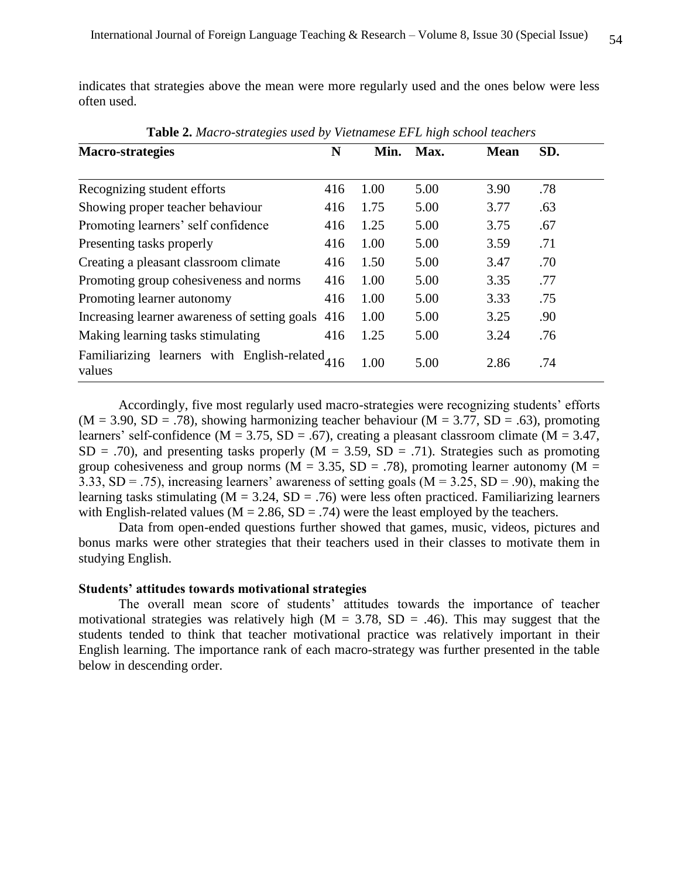indicates that strategies above the mean were more regularly used and the ones below were less often used.

**Table 2.** *Macro-strategies used by Vietnamese EFL high school teachers*

| Macro-strategies | N | Min. | Max. | Mean | SD. |
|---|---|---|---|---|---|
| Recognizing student efforts | 416 | 1.00 | 5.00 | 3.90 | .78 |
| Showing proper teacher behaviour | 416 | 1.75 | 5.00 | 3.77 | .63 |
| Promoting learners' self confidence | 416 | 1.25 | 5.00 | 3.75 | .67 |
| Presenting tasks properly | 416 | 1.00 | 5.00 | 3.59 | .71 |
| Creating a pleasant classroom climate | 416 | 1.50 | 5.00 | 3.47 | .70 |
| Promoting group cohesiveness and norms | 416 | 1.00 | 5.00 | 3.35 | .77 |
| Promoting learner autonomy | 416 | 1.00 | 5.00 | 3.33 | .75 |
| Increasing learner awareness of setting goals | 416 | 1.00 | 5.00 | 3.25 | .90 |
| Making learning tasks stimulating | 416 | 1.25 | 5.00 | 3.24 | .76 |
| Familiarizing learners with English-related values | 416 | 1.00 | 5.00 | 2.86 | .74 |

Accordingly, five most regularly used macro-strategies were recognizing students' efforts (M = 3.90, SD = .78), showing harmonizing teacher behaviour (M = 3.77, SD = .63), promoting learners' self-confidence (M = 3.75, SD = .67), creating a pleasant classroom climate (M = 3.47, SD = .70), and presenting tasks properly (M = 3.59, SD = .71). Strategies such as promoting group cohesiveness and group norms (M = 3.35, SD = .78), promoting learner autonomy (M = 3.33, SD = .75), increasing learners' awareness of setting goals (M = 3.25, SD = .90), making the learning tasks stimulating (M = 3.24, SD = .76) were less often practiced. Familiarizing learners with English-related values (M = 2.86, SD = .74) were the least employed by the teachers.

Data from open-ended questions further showed that games, music, videos, pictures and bonus marks were other strategies that their teachers used in their classes to motivate them in studying English.

**Students' attitudes towards motivational strategies**

The overall mean score of students' attitudes towards the importance of teacher motivational strategies was relatively high (M = 3.78, SD = .46). This may suggest that the students tended to think that teacher motivational practice was relatively important in their English learning. The importance rank of each macro-strategy was further presented in the table below in descending order.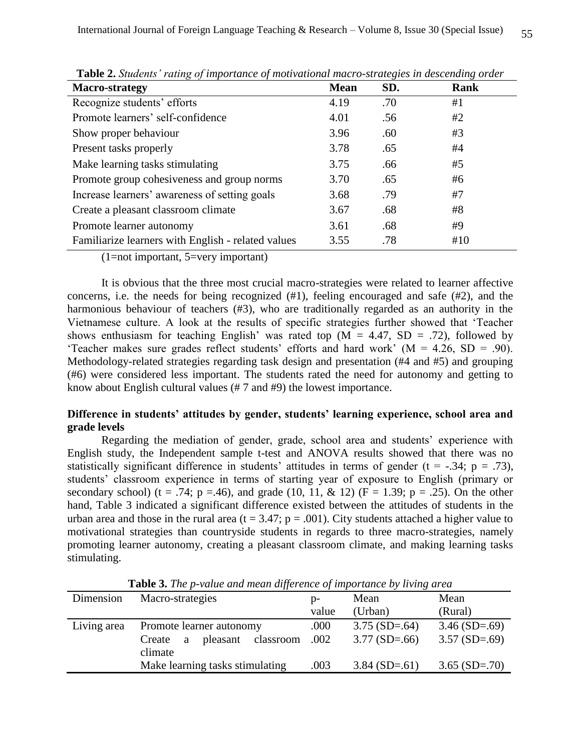**Table 2.** *Students' rating of importance of motivational macro-strategies in descending order*

| Macro-strategy | Mean | SD. | Rank |
|---|---|---|---|
| Recognize students' efforts | 4.19 | .70 | #1 |
| Promote learners' self-confidence | 4.01 | .56 | #2 |
| Show proper behaviour | 3.96 | .60 | #3 |
| Present tasks properly | 3.78 | .65 | #4 |
| Make learning tasks stimulating | 3.75 | .66 | #5 |
| Promote group cohesiveness and group norms | 3.70 | .65 | #6 |
| Increase learners' awareness of setting goals | 3.68 | .79 | #7 |
| Create a pleasant classroom climate | 3.67 | .68 | #8 |
| Promote learner autonomy | 3.61 | .68 | #9 |
| Familiarize learners with English - related values | 3.55 | .78 | #10 |

(1=not important, 5=very important)

It is obvious that the three most crucial macro-strategies were related to learner affective concerns, i.e. the needs for being recognized (#1), feeling encouraged and safe (#2), and the harmonious behaviour of teachers (#3), who are traditionally regarded as an authority in the Vietnamese culture. A look at the results of specific strategies further showed that 'Teacher shows enthusiasm for teaching English' was rated top ($M = 4.47$, $SD = .72$), followed by 'Teacher makes sure grades reflect students' efforts and hard work' ($M = 4.26$, $SD = .90$). Methodology-related strategies regarding task design and presentation (#4 and #5) and grouping (#6) were considered less important. The students rated the need for autonomy and getting to know about English cultural values (# 7 and #9) the lowest importance.

**Difference in students' attitudes by gender, students' learning experience, school area and grade levels**

Regarding the mediation of gender, grade, school area and students' experience with English study, the Independent sample t-test and ANOVA results showed that there was no statistically significant difference in students' attitudes in terms of gender ($t = -.34$; $p = .73$), students' classroom experience in terms of starting year of exposure to English (primary or secondary school) ($t = .74$; $p = .46$), and grade (10, 11, & 12) ($F = 1.39$; $p = .25$). On the other hand, Table 3 indicated a significant difference existed between the attitudes of students in the urban area and those in the rural area ($t = 3.47$; $p = .001$). City students attached a higher value to motivational strategies than countryside students in regards to three macro-strategies, namely promoting learner autonomy, creating a pleasant classroom climate, and making learning tasks stimulating.

**Table 3.** *The p-value and mean difference of importance by living area*

| Dimension | Macro-strategies | p-value | Mean (Urban) | Mean (Rural) |
|---|---|---|---|---|
| Living area | Promote learner autonomy | .000 | 3.75 (SD=.64) | 3.46 (SD=.69) |
| | Create a pleasant classroom climate | .002 | 3.77 (SD=.66) | 3.57 (SD=.69) |
| | Make learning tasks stimulating | .003 | 3.84 (SD=.61) | 3.65 (SD=.70) |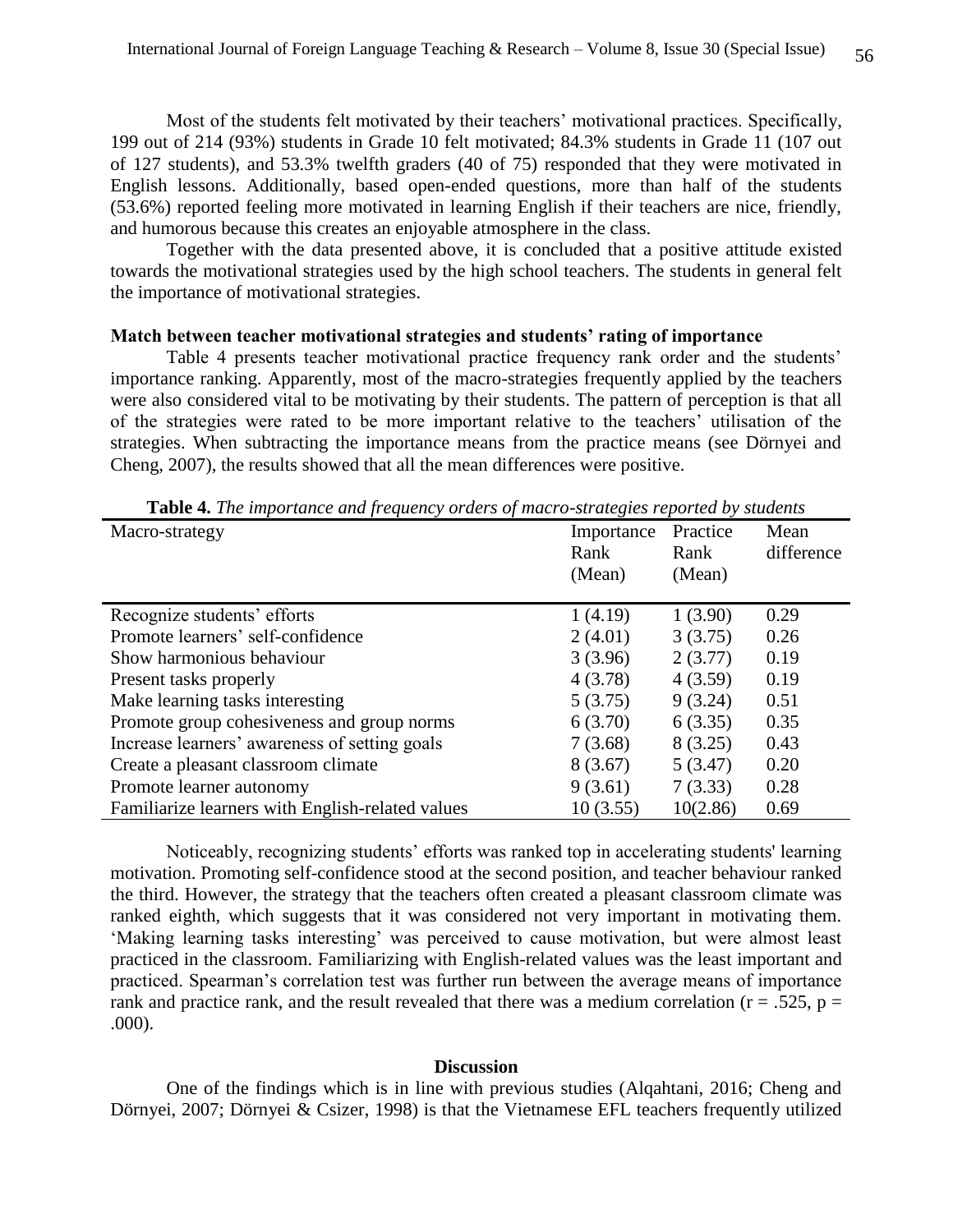Most of the students felt motivated by their teachers' motivational practices. Specifically, 199 out of 214 (93%) students in Grade 10 felt motivated; 84.3% students in Grade 11 (107 out of 127 students), and 53.3% twelfth graders (40 of 75) responded that they were motivated in English lessons. Additionally, based open-ended questions, more than half of the students (53.6%) reported feeling more motivated in learning English if their teachers are nice, friendly, and humorous because this creates an enjoyable atmosphere in the class.

Together with the data presented above, it is concluded that a positive attitude existed towards the motivational strategies used by the high school teachers. The students in general felt the importance of motivational strategies.

### Match between teacher motivational strategies and students' rating of importance

Table 4 presents teacher motivational practice frequency rank order and the students' importance ranking. Apparently, most of the macro-strategies frequently applied by the teachers were also considered vital to be motivating by their students. The pattern of perception is that all of the strategies were rated to be more important relative to the teachers' utilisation of the strategies. When subtracting the importance means from the practice means (see Dörnyei and Cheng, 2007), the results showed that all the mean differences were positive.

**Table 4.** *The importance and frequency orders of macro-strategies reported by students*

| Macro-strategy | Importance Rank (Mean) | Practice Rank (Mean) | Mean difference |
|---|---|---|---|
| Recognize students' efforts | 1 (4.19) | 1 (3.90) | 0.29 |
| Promote learners' self-confidence | 2 (4.01) | 3 (3.75) | 0.26 |
| Show harmonious behaviour | 3 (3.96) | 2 (3.77) | 0.19 |
| Present tasks properly | 4 (3.78) | 4 (3.59) | 0.19 |
| Make learning tasks interesting | 5 (3.75) | 9 (3.24) | 0.51 |
| Promote group cohesiveness and group norms | 6 (3.70) | 6 (3.35) | 0.35 |
| Increase learners' awareness of setting goals | 7 (3.68) | 8 (3.25) | 0.43 |
| Create a pleasant classroom climate | 8 (3.67) | 5 (3.47) | 0.20 |
| Promote learner autonomy | 9 (3.61) | 7 (3.33) | 0.28 |
| Familiarize learners with English-related values | 10 (3.55) | 10(2.86) | 0.69 |

Noticeably, recognizing students' efforts was ranked top in accelerating students' learning motivation. Promoting self-confidence stood at the second position, and teacher behaviour ranked the third. However, the strategy that the teachers often created a pleasant classroom climate was ranked eighth, which suggests that it was considered not very important in motivating them. 'Making learning tasks interesting' was perceived to cause motivation, but were almost least practiced in the classroom. Familiarizing with English-related values was the least important and practiced. Spearman's correlation test was further run between the average means of importance rank and practice rank, and the result revealed that there was a medium correlation ($r = .525$, $p = .000$).

## Discussion

One of the findings which is in line with previous studies (Alqahtani, 2016; Cheng and Dörnyei, 2007; Dörnyei & Csizer, 1998) is that the Vietnamese EFL teachers frequently utilized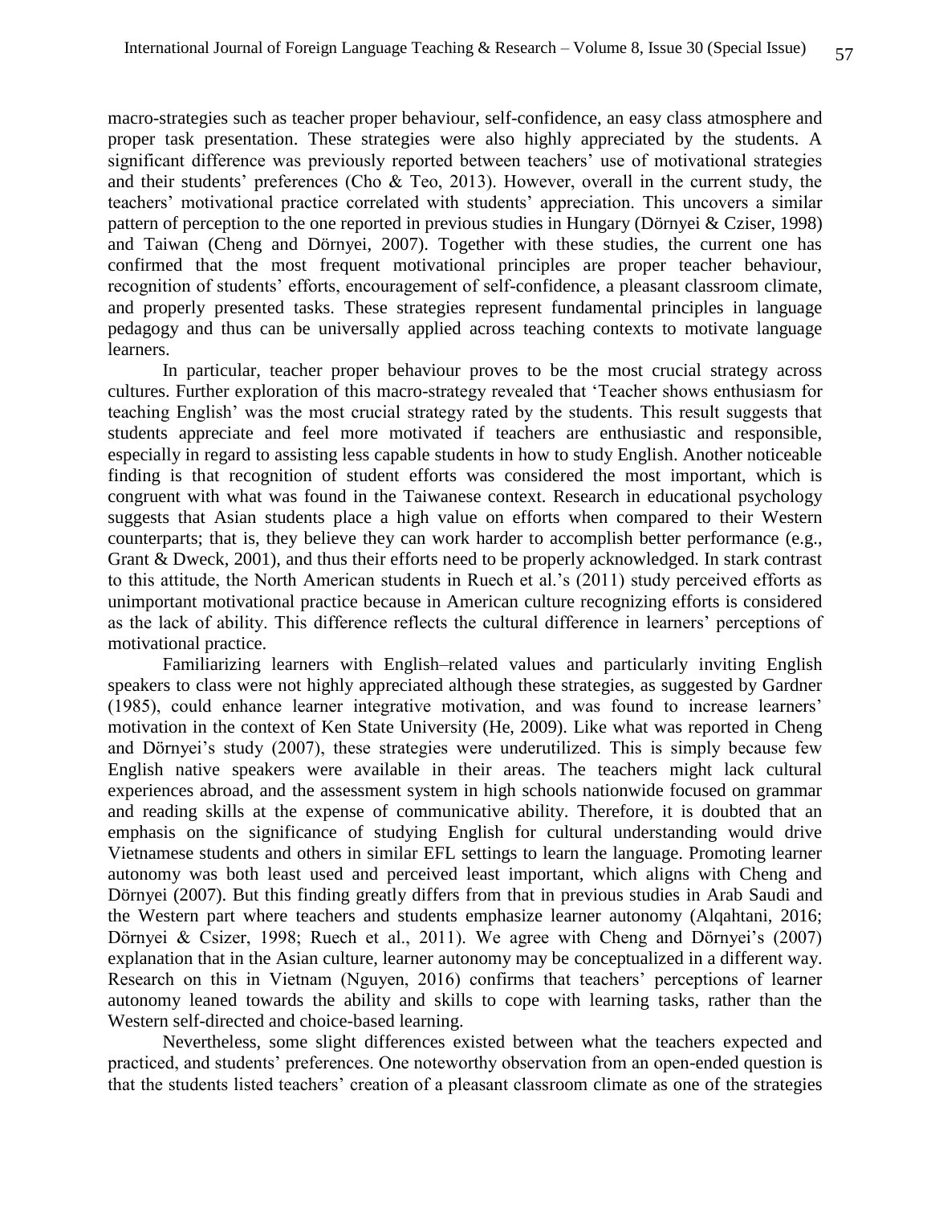macro-strategies such as teacher proper behaviour, self-confidence, an easy class atmosphere and proper task presentation. These strategies were also highly appreciated by the students. A significant difference was previously reported between teachers' use of motivational strategies and their students' preferences (Cho & Teo, 2013). However, overall in the current study, the teachers' motivational practice correlated with students' appreciation. This uncovers a similar pattern of perception to the one reported in previous studies in Hungary (Dörnyei & Cziser, 1998) and Taiwan (Cheng and Dörnyei, 2007). Together with these studies, the current one has confirmed that the most frequent motivational principles are proper teacher behaviour, recognition of students' efforts, encouragement of self-confidence, a pleasant classroom climate, and properly presented tasks. These strategies represent fundamental principles in language pedagogy and thus can be universally applied across teaching contexts to motivate language learners.

In particular, teacher proper behaviour proves to be the most crucial strategy across cultures. Further exploration of this macro-strategy revealed that 'Teacher shows enthusiasm for teaching English' was the most crucial strategy rated by the students. This result suggests that students appreciate and feel more motivated if teachers are enthusiastic and responsible, especially in regard to assisting less capable students in how to study English. Another noticeable finding is that recognition of student efforts was considered the most important, which is congruent with what was found in the Taiwanese context. Research in educational psychology suggests that Asian students place a high value on efforts when compared to their Western counterparts; that is, they believe they can work harder to accomplish better performance (e.g., Grant & Dweck, 2001), and thus their efforts need to be properly acknowledged. In stark contrast to this attitude, the North American students in Ruech et al.'s (2011) study perceived efforts as unimportant motivational practice because in American culture recognizing efforts is considered as the lack of ability. This difference reflects the cultural difference in learners' perceptions of motivational practice.

Familiarizing learners with English–related values and particularly inviting English speakers to class were not highly appreciated although these strategies, as suggested by Gardner (1985), could enhance learner integrative motivation, and was found to increase learners' motivation in the context of Ken State University (He, 2009). Like what was reported in Cheng and Dörnyei's study (2007), these strategies were underutilized. This is simply because few English native speakers were available in their areas. The teachers might lack cultural experiences abroad, and the assessment system in high schools nationwide focused on grammar and reading skills at the expense of communicative ability. Therefore, it is doubted that an emphasis on the significance of studying English for cultural understanding would drive Vietnamese students and others in similar EFL settings to learn the language. Promoting learner autonomy was both least used and perceived least important, which aligns with Cheng and Dörnyei (2007). But this finding greatly differs from that in previous studies in Arab Saudi and the Western part where teachers and students emphasize learner autonomy (Alqahtani, 2016; Dörnyei & Csizer, 1998; Ruech et al., 2011). We agree with Cheng and Dörnyei's (2007) explanation that in the Asian culture, learner autonomy may be conceptualized in a different way. Research on this in Vietnam (Nguyen, 2016) confirms that teachers' perceptions of learner autonomy leaned towards the ability and skills to cope with learning tasks, rather than the Western self-directed and choice-based learning.

Nevertheless, some slight differences existed between what the teachers expected and practiced, and students' preferences. One noteworthy observation from an open-ended question is that the students listed teachers' creation of a pleasant classroom climate as one of the strategies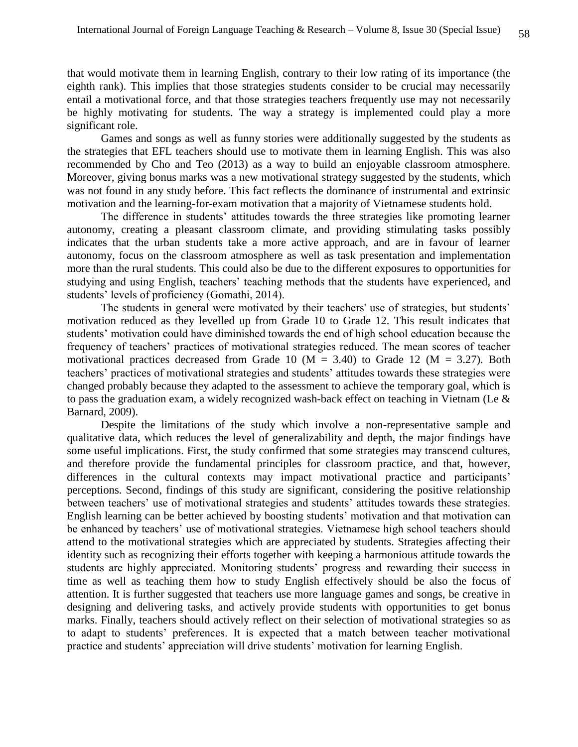that would motivate them in learning English, contrary to their low rating of its importance (the eighth rank). This implies that those strategies students consider to be crucial may necessarily entail a motivational force, and that those strategies teachers frequently use may not necessarily be highly motivating for students. The way a strategy is implemented could play a more significant role.

Games and songs as well as funny stories were additionally suggested by the students as the strategies that EFL teachers should use to motivate them in learning English. This was also recommended by Cho and Teo (2013) as a way to build an enjoyable classroom atmosphere. Moreover, giving bonus marks was a new motivational strategy suggested by the students, which was not found in any study before. This fact reflects the dominance of instrumental and extrinsic motivation and the learning-for-exam motivation that a majority of Vietnamese students hold.

The difference in students' attitudes towards the three strategies like promoting learner autonomy, creating a pleasant classroom climate, and providing stimulating tasks possibly indicates that the urban students take a more active approach, and are in favour of learner autonomy, focus on the classroom atmosphere as well as task presentation and implementation more than the rural students. This could also be due to the different exposures to opportunities for studying and using English, teachers' teaching methods that the students have experienced, and students' levels of proficiency (Gomathi, 2014).

The students in general were motivated by their teachers' use of strategies, but students' motivation reduced as they levelled up from Grade 10 to Grade 12. This result indicates that students' motivation could have diminished towards the end of high school education because the frequency of teachers' practices of motivational strategies reduced. The mean scores of teacher motivational practices decreased from Grade 10 ($M = 3.40$) to Grade 12 ($M = 3.27$). Both teachers' practices of motivational strategies and students' attitudes towards these strategies were changed probably because they adapted to the assessment to achieve the temporary goal, which is to pass the graduation exam, a widely recognized wash-back effect on teaching in Vietnam (Le & Barnard, 2009).

Despite the limitations of the study which involve a non-representative sample and qualitative data, which reduces the level of generalizability and depth, the major findings have some useful implications. First, the study confirmed that some strategies may transcend cultures, and therefore provide the fundamental principles for classroom practice, and that, however, differences in the cultural contexts may impact motivational practice and participants' perceptions. Second, findings of this study are significant, considering the positive relationship between teachers' use of motivational strategies and students' attitudes towards these strategies. English learning can be better achieved by boosting students' motivation and that motivation can be enhanced by teachers' use of motivational strategies. Vietnamese high school teachers should attend to the motivational strategies which are appreciated by students. Strategies affecting their identity such as recognizing their efforts together with keeping a harmonious attitude towards the students are highly appreciated. Monitoring students' progress and rewarding their success in time as well as teaching them how to study English effectively should be also the focus of attention. It is further suggested that teachers use more language games and songs, be creative in designing and delivering tasks, and actively provide students with opportunities to get bonus marks. Finally, teachers should actively reflect on their selection of motivational strategies so as to adapt to students' preferences. It is expected that a match between teacher motivational practice and students' appreciation will drive students' motivation for learning English.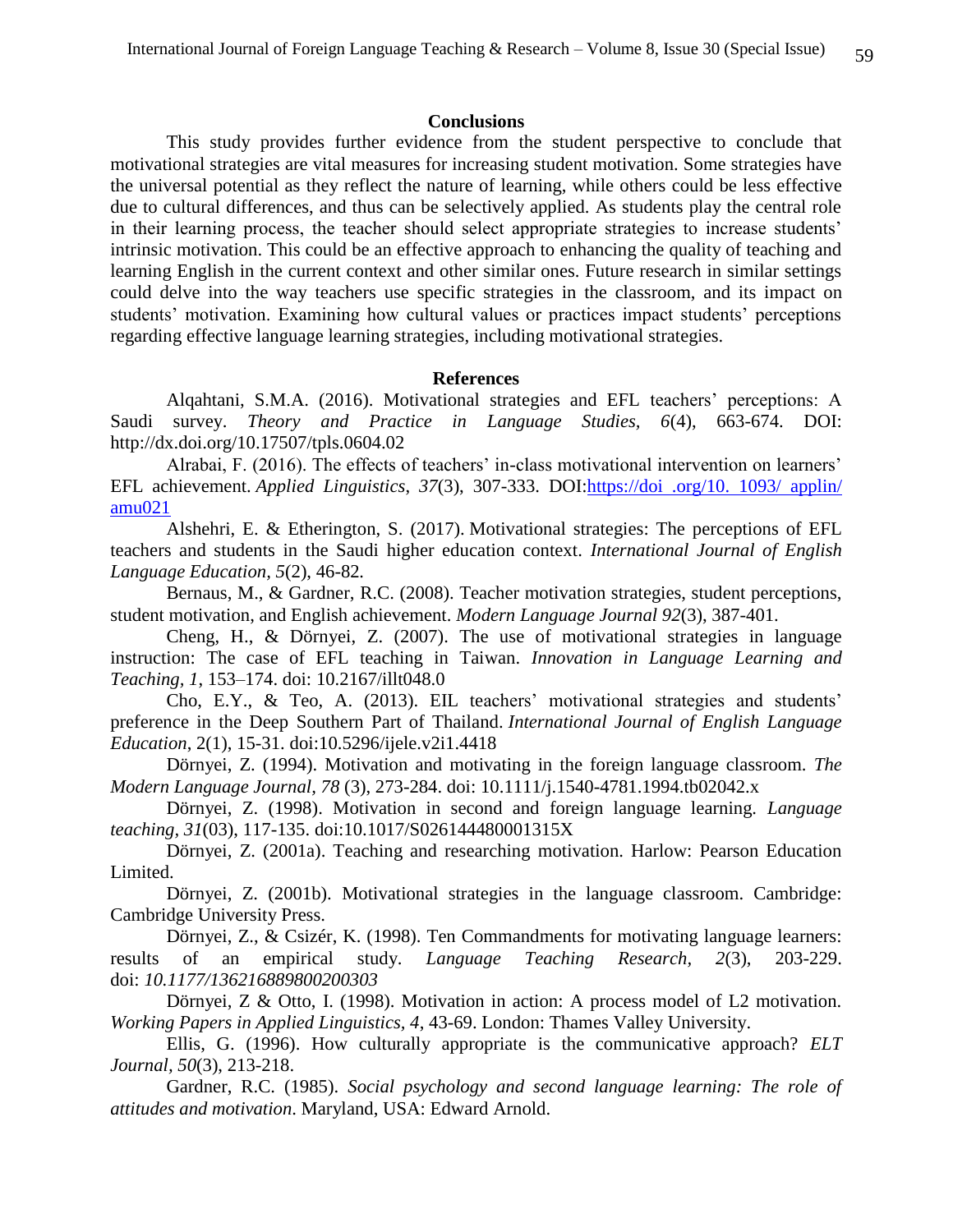## Conclusions

This study provides further evidence from the student perspective to conclude that motivational strategies are vital measures for increasing student motivation. Some strategies have the universal potential as they reflect the nature of learning, while others could be less effective due to cultural differences, and thus can be selectively applied. As students play the central role in their learning process, the teacher should select appropriate strategies to increase students' intrinsic motivation. This could be an effective approach to enhancing the quality of teaching and learning English in the current context and other similar ones. Future research in similar settings could delve into the way teachers use specific strategies in the classroom, and its impact on students' motivation. Examining how cultural values or practices impact students' perceptions regarding effective language learning strategies, including motivational strategies.

## References

Alqahtani, S.M.A. (2016). Motivational strategies and EFL teachers' perceptions: A Saudi survey. *Theory and Practice in Language Studies, 6*(4), 663-674. DOI: http://dx.doi.org/10.17507/tpls.0604.02

Alrabai, F. (2016). The effects of teachers' in-class motivational intervention on learners' EFL achievement. *Applied Linguistics*, *37*(3), 307-333. DOI:[https://doi .org/10. 1093/ applin/ amu021](https://doi.org/10.1093/applin/amu021)

Alshehri, E. & Etherington, S. (2017). Motivational strategies: The perceptions of EFL teachers and students in the Saudi higher education context. *International Journal of English Language Education, 5*(2), 46-82.

Bernaus, M., & Gardner, R.C. (2008). Teacher motivation strategies, student perceptions, student motivation, and English achievement. *Modern Language Journal 92*(3), 387-401.

Cheng, H., & Dörnyei, Z. (2007). The use of motivational strategies in language instruction: The case of EFL teaching in Taiwan. *Innovation in Language Learning and Teaching, 1*, 153–174. doi: 10.2167/illt048.0

Cho, E.Y., & Teo, A. (2013). EIL teachers' motivational strategies and students' preference in the Deep Southern Part of Thailand. *International Journal of English Language Education*, 2(1), 15-31. doi:10.5296/ijele.v2i1.4418

Dörnyei, Z. (1994). Motivation and motivating in the foreign language classroom. *The Modern Language Journal*, *78* (3), 273-284. doi: 10.1111/j.1540-4781.1994.tb02042.x

Dörnyei, Z. (1998). Motivation in second and foreign language learning. *Language teaching, 31*(03), 117-135. doi:10.1017/S026144480001315X

Dörnyei, Z. (2001a). Teaching and researching motivation. Harlow: Pearson Education Limited.

Dörnyei, Z. (2001b). Motivational strategies in the language classroom. Cambridge: Cambridge University Press.

Dörnyei, Z., & Csizér, K. (1998). Ten Commandments for motivating language learners: results of an empirical study. *Language Teaching Research, 2*(3), 203-229. doi: *10.1177/136216889800200303*

Dörnyei, Z & Otto, I. (1998). Motivation in action: A process model of L2 motivation. *Working Papers in Applied Linguistics, 4*, 43-69. London: Thames Valley University.

Ellis, G. (1996). How culturally appropriate is the communicative approach? *ELT Journal, 50*(3), 213-218.

Gardner, R.C. (1985). *Social psychology and second language learning: The role of attitudes and motivation*. Maryland, USA: Edward Arnold.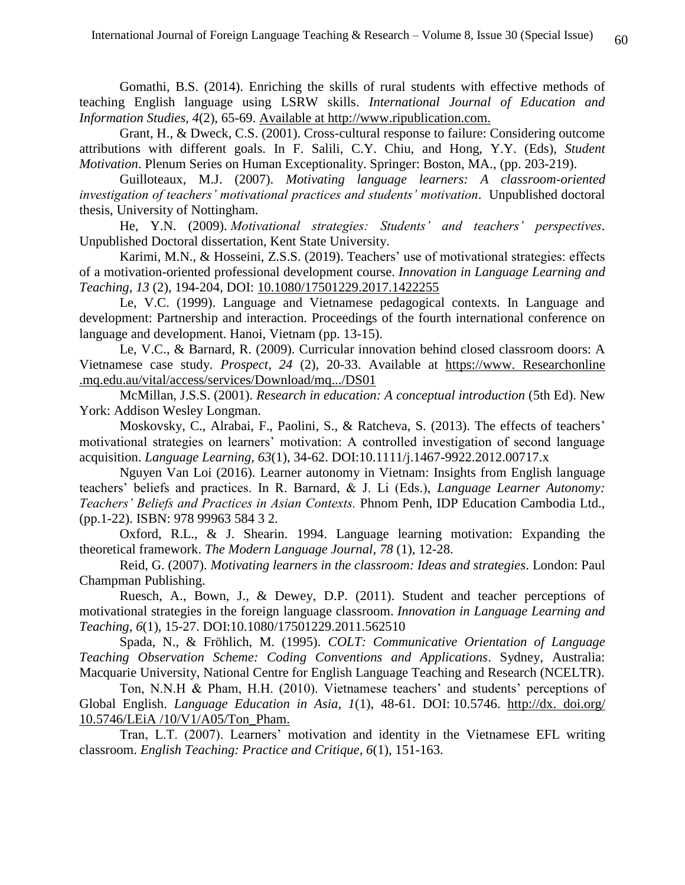Gomathi, B.S. (2014). Enriching the skills of rural students with effective methods of teaching English language using LSRW skills. *International Journal of Education and Information Studies*, *4*(2), 65-69. Available at http://www.ripublication.com.

Grant, H., & Dweck, C.S. (2001). Cross-cultural response to failure: Considering outcome attributions with different goals. In F. Salili, C.Y. Chiu, and Hong, Y.Y. (Eds), *Student Motivation*. Plenum Series on Human Exceptionality. Springer: Boston, MA., (pp. 203-219).

Guilloteaux, M.J. (2007). *Motivating language learners: A classroom-oriented investigation of teachers' motivational practices and students' motivation*. Unpublished doctoral thesis, University of Nottingham.

He, Y.N. (2009). *Motivational strategies: Students' and teachers' perspectives*. Unpublished Doctoral dissertation, Kent State University.

Karimi, M.N., & Hosseini, Z.S.S. (2019). Teachers' use of motivational strategies: effects of a motivation-oriented professional development course. *Innovation in Language Learning and Teaching*, *13* (2), 194-204, DOI: 10.1080/17501229.2017.1422255

Le, V.C. (1999). Language and Vietnamese pedagogical contexts. In Language and development: Partnership and interaction. Proceedings of the fourth international conference on language and development. Hanoi, Vietnam (pp. 13-15).

Le, V.C., & Barnard, R. (2009). Curricular innovation behind closed classroom doors: A Vietnamese case study. *Prospect*, *24* (2), 20-33. Available at https://www. Researchonline .mq.edu.au/vital/access/services/Download/mq.../DS01

McMillan, J.S.S. (2001). *Research in education: A conceptual introduction* (5th Ed). New York: Addison Wesley Longman.

Moskovsky, C., Alrabai, F., Paolini, S., & Ratcheva, S. (2013). The effects of teachers' motivational strategies on learners' motivation: A controlled investigation of second language acquisition. *Language Learning*, *63*(1), 34-62. DOI:10.1111/j.1467-9922.2012.00717.x

Nguyen Van Loi (2016). Learner autonomy in Vietnam: Insights from English language teachers' beliefs and practices. In R. Barnard, & J. Li (Eds.), *Language Learner Autonomy: Teachers' Beliefs and Practices in Asian Contexts.* Phnom Penh, IDP Education Cambodia Ltd., (pp.1-22). ISBN: 978 99963 584 3 2.

Oxford, R.L., & J. Shearin. 1994. Language learning motivation: Expanding the theoretical framework. *The Modern Language Journal*, *78* (1), 12-28.

Reid, G. (2007). *Motivating learners in the classroom: Ideas and strategies*. London: Paul Champman Publishing.

Ruesch, A., Bown, J., & Dewey, D.P. (2011). Student and teacher perceptions of motivational strategies in the foreign language classroom. *Innovation in Language Learning and Teaching*, *6*(1), 15-27. DOI:10.1080/17501229.2011.562510

Spada, N., & Fröhlich, M. (1995). *COLT: Communicative Orientation of Language Teaching Observation Scheme: Coding Conventions and Applications*. Sydney, Australia: Macquarie University, National Centre for English Language Teaching and Research (NCELTR).

Ton, N.N.H & Pham, H.H. (2010). Vietnamese teachers' and students' perceptions of Global English. *Language Education in Asia*, *1*(1), 48-61. DOI: 10.5746. http://dx. doi.org/ 10.5746/LEiA /10/V1/A05/Ton_Pham.

Tran, L.T. (2007). Learners' motivation and identity in the Vietnamese EFL writing classroom. *English Teaching: Practice and Critique*, *6*(1), 151-163.